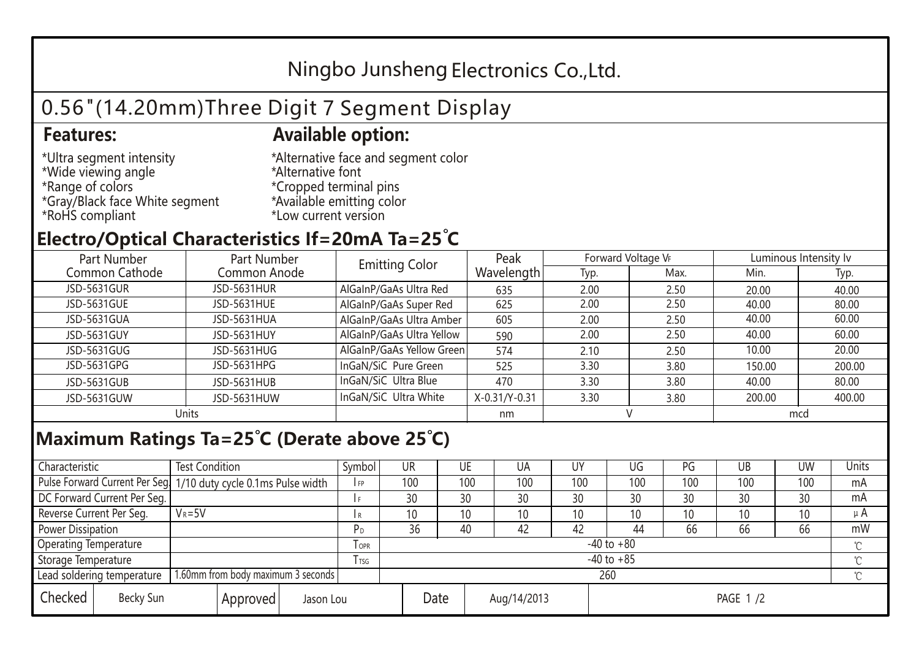# Ningbo Junsheng Electronics Co.,Ltd.

## 0.56"(14.20mm)Three Digit 7 Segment Display

### Features:

*Ultra segment intensity
*Wide viewing angle
*Range of colors
*Gray/Black face White segment
*RoHS compliant

### Available option:

*Alternative face and segment color
*Alternative font
*Cropped terminal pins
*Available emitting color
*Low current version

## Electro/Optical Characteristics If=20mA Ta=25°C

| Part Number Common Cathode | Part Number Common Anode | Emitting Color | Peak Wavelength | Forward Voltage $V_F$ | | Luminous Intensity Iv | |
|---|---|---|---|---|---|---|---|
| | | | | Typ. | Max. | Min. | Typ. |
| JSD-5631GUR | JSD-5631HUR | AlGaInP/GaAs Ultra Red | 635 | 2.00 | 2.50 | 20.00 | 40.00 |
| JSD-5631GUE | JSD-5631HUE | AlGaInP/GaAs Super Red | 625 | 2.00 | 2.50 | 40.00 | 80.00 |
| JSD-5631GUA | JSD-5631HUA | AlGaInP/GaAs Ultra Amber | 605 | 2.00 | 2.50 | 40.00 | 60.00 |
| JSD-5631GUY | JSD-5631HUY | AlGaInP/GaAs Ultra Yellow | 590 | 2.00 | 2.50 | 40.00 | 60.00 |
| JSD-5631GUG | JSD-5631HUG | AlGaInP/GaAs Yellow Green | 574 | 2.10 | 2.50 | 10.00 | 20.00 |
| JSD-5631GPG | JSD-5631HPG | InGaN/SiC Pure Green | 525 | 3.30 | 3.80 | 150.00 | 200.00 |
| JSD-5631GUB | JSD-5631HUB | InGaN/SiC Ultra Blue | 470 | 3.30 | 3.80 | 40.00 | 80.00 |
| JSD-5631GUW | JSD-5631HUW | InGaN/SiC Ultra White | X-0.31/Y-0.31 | 3.30 | 3.80 | 200.00 | 400.00 |
| Units | | | nm | V | | mcd | |

## Maximum Ratings Ta=25°C (Derate above 25°C)

| Characteristic | Test Condition | Symbol | UR | UE | UA | UY | UG | PG | UB | UW | Units |
|---|---|---|---|---|---|---|---|---|---|---|---|
| Pulse Forward Current Per Seg. | 1/10 duty cycle 0.1ms Pulse width | $I_{FP}$ | 100 | 100 | 100 | 100 | 100 | 100 | 100 | 100 | mA |
| DC Forward Current Per Seg. | | $I_F$ | 30 | 30 | 30 | 30 | 30 | 30 | 30 | 30 | mA |
| Reverse Current Per Seg. | $V_R$=5V | $I_R$ | 10 | 10 | 10 | 10 | 10 | 10 | 10 | 10 | μA |
| Power Dissipation | | $P_D$ | 36 | 40 | 42 | 42 | 44 | 66 | 66 | 66 | mW |
| Operating Temperature | | $T_{OPR}$ | -40 to +80 | | | | | | | | ℃ |
| Storage Temperature | | $T_{TSG}$ | -40 to +85 | | | | | | | | ℃ |
| Lead soldering temperature | 1.60mm from body maximum 3 seconds | | 260 | | | | | | | | ℃ |

| Checked | Becky Sun | Approved | Jason Lou | Date | Aug/14/2013 |
|---|---|---|---|---|---|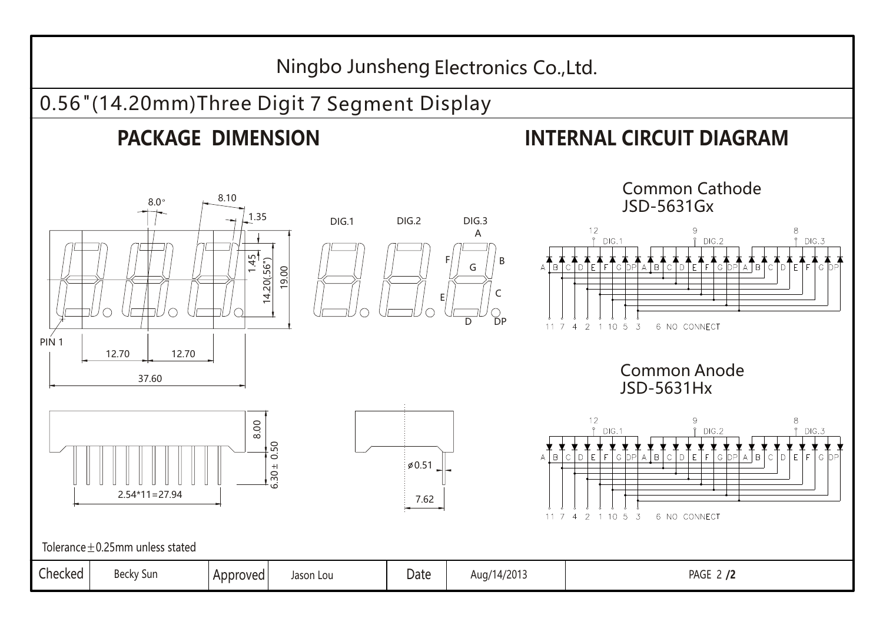# Ningbo Junsheng Electronics Co.,Ltd.

## 0.56"(14.20mm)Three Digit 7 Segment Display

### PACKAGE DIMENSION

8.0°

8.10

1.35

1.45

14.20(.56")

19.00

PIN 1

12.70

12.70

37.60

DIG.1 DIG.2 DIG.3

A B C D E F G DP

8.00

6.30±0.50

2.54*11=27.94

ø0.51

7.62

Tolerance ±0.25mm unless stated

### INTERNAL CIRCUIT DIAGRAM

Common Cathode
JSD-5631Gx

12 DIG.1 9 DIG.2 8 DIG.3

A B C D E F G DP A B C D E F G DP A B C D E F G DP

11 7 4 2 1 10 5 3 6 NO CONNECT

Common Anode
JSD-5631Hx

12 DIG.1 9 DIG.2 8 DIG.3

A B C D E F G DP A B C D E F G DP A B C D E F G DP

11 7 4 2 1 10 5 3 6 NO CONNECT

| Checked | Becky Sun | Approved | Jason Lou | Date | Aug/14/2013 |
| --- | --- | --- | --- | --- | --- |